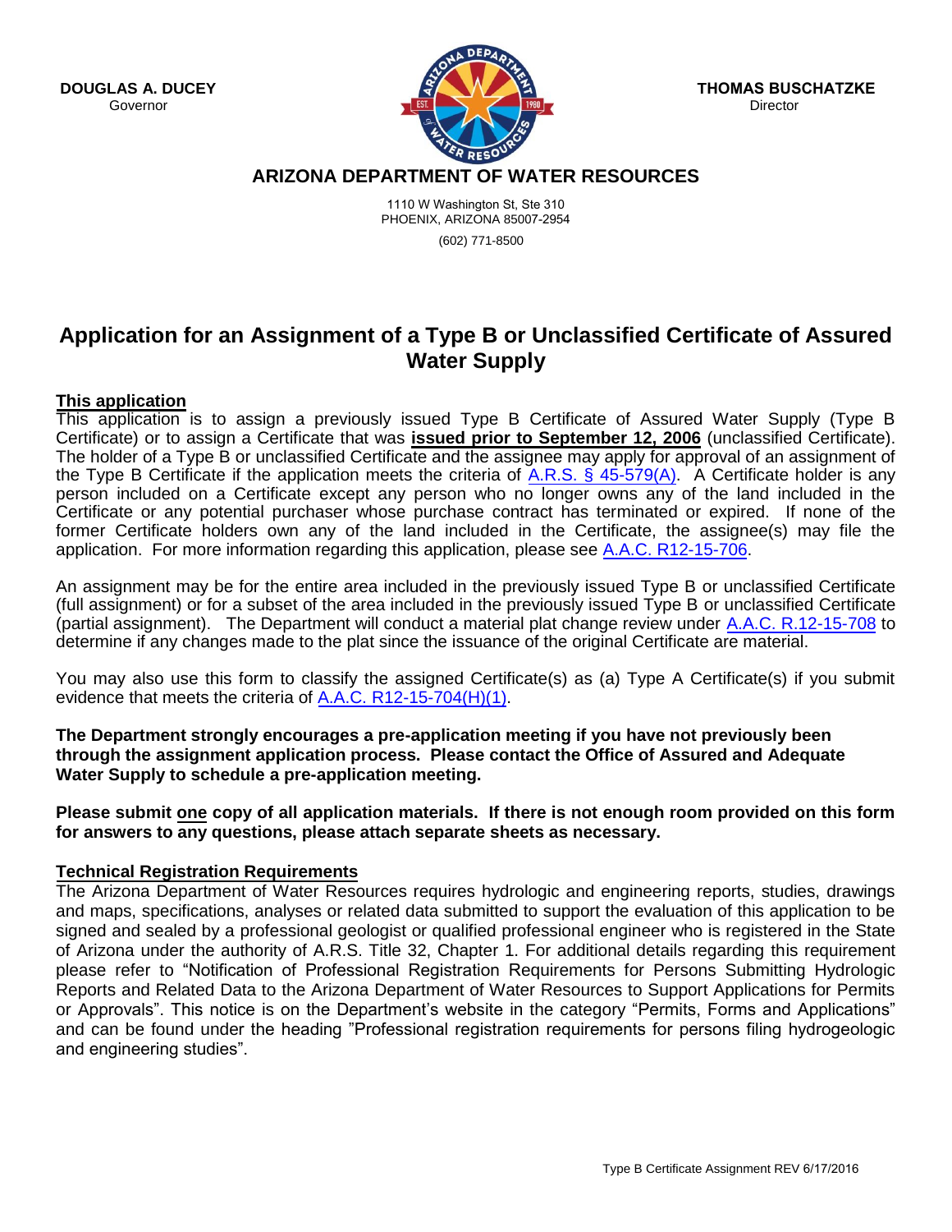**DOUGLAS A. DUCEY**
Governor

**THOMAS BUSCHATZKE**
Director

## ARIZONA DEPARTMENT OF WATER RESOURCES

1110 W Washington St, Ste 310
PHOENIX, ARIZONA 85007-2954
(602) 771-8500

# Application for an Assignment of a Type B or Unclassified Certificate of Assured Water Supply

**This application**

This application is to assign a previously issued Type B Certificate of Assured Water Supply (Type B Certificate) or to assign a Certificate that was **issued prior to September 12, 2006** (unclassified Certificate). The holder of a Type B or unclassified Certificate and the assignee may apply for approval of an assignment of the Type B Certificate if the application meets the criteria of A.R.S. § 45-579(A). A Certificate holder is any person included on a Certificate except any person who no longer owns any of the land included in the Certificate or any potential purchaser whose purchase contract has terminated or expired. If none of the former Certificate holders own any of the land included in the Certificate, the assignee(s) may file the application. For more information regarding this application, please see A.A.C. R12-15-706.

An assignment may be for the entire area included in the previously issued Type B or unclassified Certificate (full assignment) or for a subset of the area included in the previously issued Type B or unclassified Certificate (partial assignment). The Department will conduct a material plat change review under A.A.C. R.12-15-708 to determine if any changes made to the plat since the issuance of the original Certificate are material.

You may also use this form to classify the assigned Certificate(s) as (a) Type A Certificate(s) if you submit evidence that meets the criteria of A.A.C. R12-15-704(H)(1).

**The Department strongly encourages a pre-application meeting if you have not previously been through the assignment application process. Please contact the Office of Assured and Adequate Water Supply to schedule a pre-application meeting.**

**Please submit one copy of all application materials. If there is not enough room provided on this form for answers to any questions, please attach separate sheets as necessary.**

**Technical Registration Requirements**

The Arizona Department of Water Resources requires hydrologic and engineering reports, studies, drawings and maps, specifications, analyses or related data submitted to support the evaluation of this application to be signed and sealed by a professional geologist or qualified professional engineer who is registered in the State of Arizona under the authority of A.R.S. Title 32, Chapter 1. For additional details regarding this requirement please refer to "Notification of Professional Registration Requirements for Persons Submitting Hydrologic Reports and Related Data to the Arizona Department of Water Resources to Support Applications for Permits or Approvals". This notice is on the Department's website in the category "Permits, Forms and Applications" and can be found under the heading "Professional registration requirements for persons filing hydrogeologic and engineering studies".

Type B Certificate Assignment REV 6/17/2016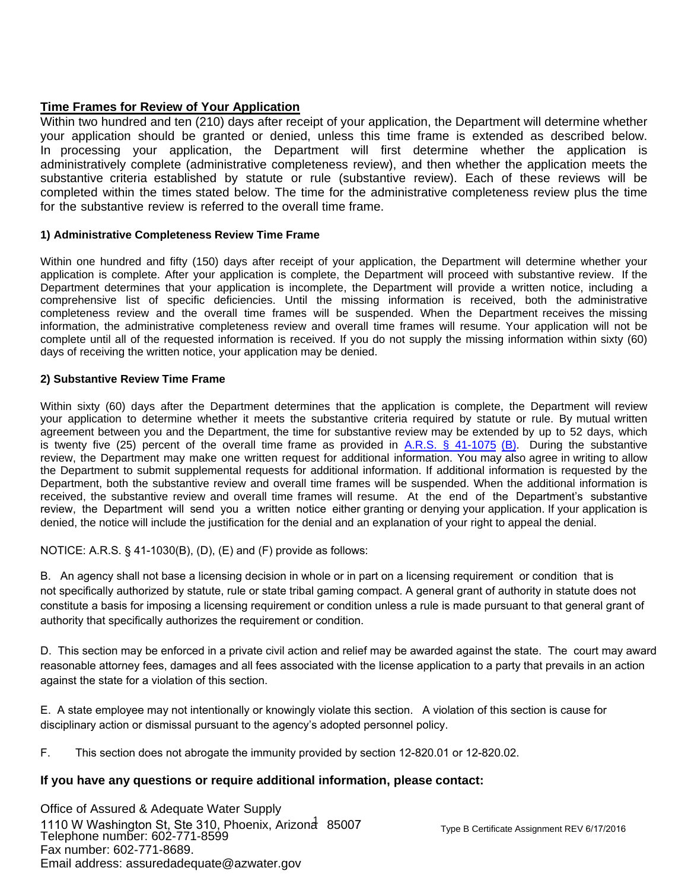## Time Frames for Review of Your Application

Within two hundred and ten (210) days after receipt of your application, the Department will determine whether your application should be granted or denied, unless this time frame is extended as described below. In processing your application, the Department will first determine whether the application is administratively complete (administrative completeness review), and then whether the application meets the substantive criteria established by statute or rule (substantive review). Each of these reviews will be completed within the times stated below. The time for the administrative completeness review plus the time for the substantive review is referred to the overall time frame.

### 1) Administrative Completeness Review Time Frame

Within one hundred and fifty (150) days after receipt of your application, the Department will determine whether your application is complete. After your application is complete, the Department will proceed with substantive review. If the Department determines that your application is incomplete, the Department will provide a written notice, including a comprehensive list of specific deficiencies. Until the missing information is received, both the administrative completeness review and the overall time frames will be suspended. When the Department receives the missing information, the administrative completeness review and overall time frames will resume. Your application will not be complete until all of the requested information is received. If you do not supply the missing information within sixty (60) days of receiving the written notice, your application may be denied.

### 2) Substantive Review Time Frame

Within sixty (60) days after the Department determines that the application is complete, the Department will review your application to determine whether it meets the substantive criteria required by statute or rule. By mutual written agreement between you and the Department, the time for substantive review may be extended by up to 52 days, which is twenty five (25) percent of the overall time frame as provided in A.R.S. § 41-1075 (B). During the substantive review, the Department may make one written request for additional information. You may also agree in writing to allow the Department to submit supplemental requests for additional information. If additional information is requested by the Department, both the substantive review and overall time frames will be suspended. When the additional information is received, the substantive review and overall time frames will resume. At the end of the Department's substantive review, the Department will send you a written notice either granting or denying your application. If your application is denied, the notice will include the justification for the denial and an explanation of your right to appeal the denial.

NOTICE: A.R.S. § 41-1030(B), (D), (E) and (F) provide as follows:

B. An agency shall not base a licensing decision in whole or in part on a licensing requirement or condition that is not specifically authorized by statute, rule or state tribal gaming compact. A general grant of authority in statute does not constitute a basis for imposing a licensing requirement or condition unless a rule is made pursuant to that general grant of authority that specifically authorizes the requirement or condition.

D. This section may be enforced in a private civil action and relief may be awarded against the state. The court may award reasonable attorney fees, damages and all fees associated with the license application to a party that prevails in an action against the state for a violation of this section.

E. A state employee may not intentionally or knowingly violate this section. A violation of this section is cause for disciplinary action or dismissal pursuant to the agency's adopted personnel policy.

F. This section does not abrogate the immunity provided by section 12-820.01 or 12-820.02.

**If you have any questions or require additional information, please contact:**

Office of Assured & Adequate Water Supply
1110 W Washington St, Ste 310, Phoenix, Arizona 85007
Telephone number: 602-771-8599
Fax number: 602-771-8689.
Email address: assuredadequate@azwater.gov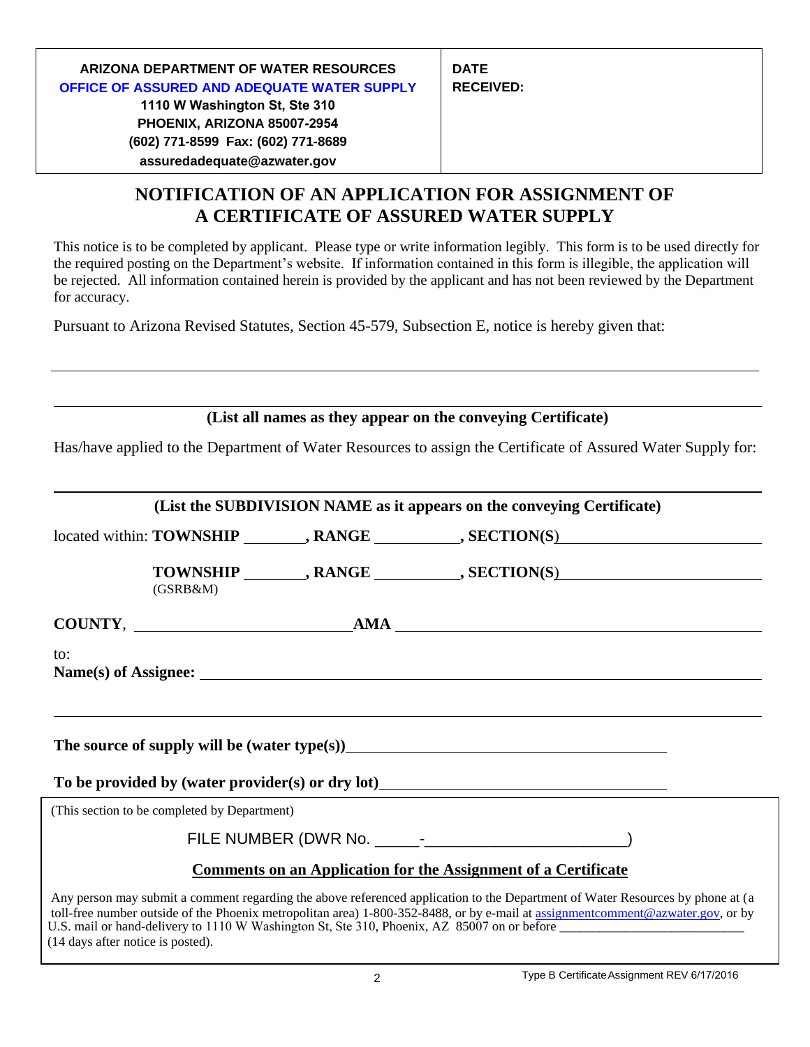| ARIZONA DEPARTMENT OF WATER RESOURCES<br>OFFICE OF ASSURED AND ADEQUATE WATER SUPPLY<br>1110 W Washington St, Ste 310<br>PHOENIX, ARIZONA 85007-2954<br>(602) 771-8599 Fax: (602) 771-8689<br>assuredadequate@azwater.gov | DATE RECEIVED: |
|---|---|

# NOTIFICATION OF AN APPLICATION FOR ASSIGNMENT OF A CERTIFICATE OF ASSURED WATER SUPPLY

This notice is to be completed by applicant. Please type or write information legibly. This form is to be used directly for the required posting on the Department's website. If information contained in this form is illegible, the application will be rejected. All information contained herein is provided by the applicant and has not been reviewed by the Department for accuracy.

Pursuant to Arizona Revised Statutes, Section 45-579, Subsection E, notice is hereby given that:

______________________________________________________________________________

______________________________________________________________________________

**(List all names as they appear on the conveying Certificate)**

Has/have applied to the Department of Water Resources to assign the Certificate of Assured Water Supply for:

______________________________________________________________________________

**(List the SUBDIVISION NAME as it appears on the conveying Certificate)**

located within: **TOWNSHIP** ________, **RANGE** __________, **SECTION(S)** ______________________

**TOWNSHIP** ________, **RANGE** __________, **SECTION(S)** ______________________
(GSRB&M)

**COUNTY**, __________________________ **AMA** ____________________________________________

to:
**Name(s) of Assignee:** ______________________________________________________________

______________________________________________________________________________

**The source of supply will be (water type(s))** ________________________________________

**To be provided by (water provider(s) or dry lot)** ____________________________________

(This section to be completed by Department)

FILE NUMBER (DWR No. _____-_______________________)

**Comments on an Application for the Assignment of a Certificate**

Any person may submit a comment regarding the above referenced application to the Department of Water Resources by phone at (a toll-free number outside of the Phoenix metropolitan area) 1-800-352-8488, or by e-mail at assignmentcomment@azwater.gov, or by U.S. mail or hand-delivery to 1110 W Washington St, Ste 310, Phoenix, AZ 85007 on or before ___________________________ (14 days after notice is posted).

Type B Certificate Assignment REV 6/17/2016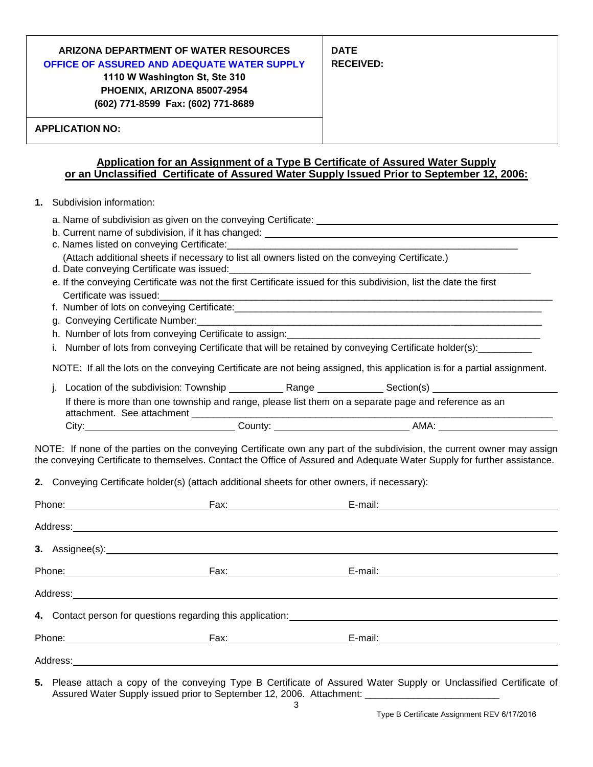| ARIZONA DEPARTMENT OF WATER RESOURCES<br>OFFICE OF ASSURED AND ADEQUATE WATER SUPPLY<br>1110 W Washington St, Ste 310<br>PHOENIX, ARIZONA 85007-2954<br>(602) 771-8599 Fax: (602) 771-8689 | DATE RECEIVED: |
|---|---|
| APPLICATION NO: | |

## Application for an Assignment of a Type B Certificate of Assured Water Supply or an Unclassified Certificate of Assured Water Supply Issued Prior to September 12, 2006:

**1.** Subdivision information:

a. Name of subdivision as given on the conveying Certificate: ______________________________

b. Current name of subdivision, if it has changed: ______________________________

c. Names listed on conveying Certificate: ______________________________

(Attach additional sheets if necessary to list all owners listed on the conveying Certificate.)

d. Date conveying Certificate was issued: ______________________________

e. If the conveying Certificate was not the first Certificate issued for this subdivision, list the date the first Certificate was issued: ______________________________

f. Number of lots on conveying Certificate: ______________________________

g. Conveying Certificate Number: ______________________________

h. Number of lots from conveying Certificate to assign: ______________________________

i. Number of lots from conveying Certificate that will be retained by conveying Certificate holder(s): __________

NOTE: If all the lots on the conveying Certificate are not being assigned, this application is for a partial assignment.

j. Location of the subdivision: Township __________ Range __________ Section(s) __________

If there is more than one township and range, please list them on a separate page and reference as an attachment. See attachment ______________________________

City: __________ County: __________ AMA: __________

NOTE: If none of the parties on the conveying Certificate own any part of the subdivision, the current owner may assign the conveying Certificate to themselves. Contact the Office of Assured and Adequate Water Supply for further assistance.

**2.** Conveying Certificate holder(s) (attach additional sheets for other owners, if necessary):

Phone: __________ Fax: __________ E-mail: __________

Address: ______________________________

**3.** Assignee(s): ______________________________

Phone: __________ Fax: __________ E-mail: __________

Address: ______________________________

**4.** Contact person for questions regarding this application: ______________________________

Phone: __________ Fax: __________ E-mail: __________

Address: ______________________________

**5.** Please attach a copy of the conveying Type B Certificate of Assured Water Supply or Unclassified Certificate of Assured Water Supply issued prior to September 12, 2006. Attachment: ______________________________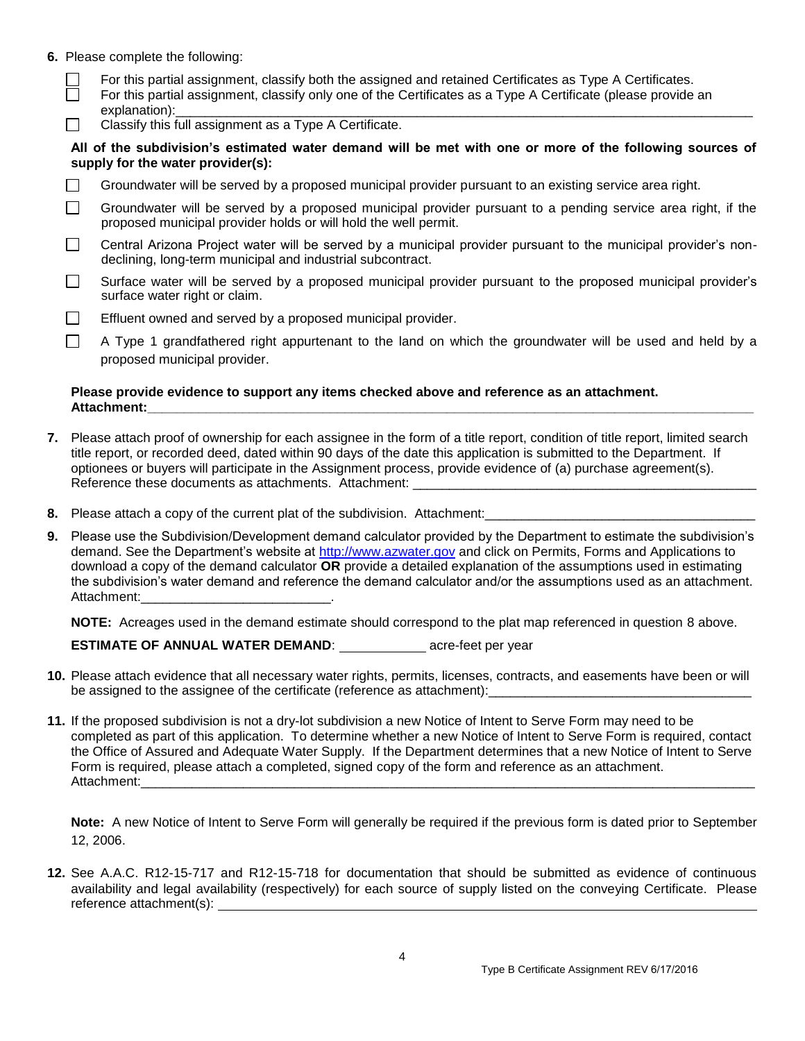6. Please complete the following:

- ☐ For this partial assignment, classify both the assigned and retained Certificates as Type A Certificates.
- ☐ For this partial assignment, classify only one of the Certificates as a Type A Certificate (please provide an explanation):______________________________________________________________________________
- ☐ Classify this full assignment as a Type A Certificate.

**All of the subdivision's estimated water demand will be met with one or more of the following sources of supply for the water provider(s):**

- ☐ Groundwater will be served by a proposed municipal provider pursuant to an existing service area right.
- ☐ Groundwater will be served by a proposed municipal provider pursuant to a pending service area right, if the proposed municipal provider holds or will hold the well permit.
- ☐ Central Arizona Project water will be served by a municipal provider pursuant to the municipal provider's non-declining, long-term municipal and industrial subcontract.
- ☐ Surface water will be served by a proposed municipal provider pursuant to the proposed municipal provider's surface water right or claim.
- ☐ Effluent owned and served by a proposed municipal provider.
- ☐ A Type 1 grandfathered right appurtenant to the land on which the groundwater will be used and held by a proposed municipal provider.

**Please provide evidence to support any items checked above and reference as an attachment.**
**Attachment:**______________________________________________________________________________

7. Please attach proof of ownership for each assignee in the form of a title report, condition of title report, limited search title report, or recorded deed, dated within 90 days of the date this application is submitted to the Department. If optionees or buyers will participate in the Assignment process, provide evidence of (a) purchase agreement(s). Reference these documents as attachments. Attachment: _______________________________________________

8. Please attach a copy of the current plat of the subdivision. Attachment:____________________________________

9. Please use the Subdivision/Development demand calculator provided by the Department to estimate the subdivision's demand. See the Department's website at http://www.azwater.gov and click on Permits, Forms and Applications to download a copy of the demand calculator **OR** provide a detailed explanation of the assumptions used in estimating the subdivision's water demand and reference the demand calculator and/or the assumptions used as an attachment. Attachment:_________________________.

   **NOTE:** Acreages used in the demand estimate should correspond to the plat map referenced in question 8 above.

   **ESTIMATE OF ANNUAL WATER DEMAND**: ___________ acre-feet per year

10. Please attach evidence that all necessary water rights, permits, licenses, contracts, and easements have been or will be assigned to the assignee of the certificate (reference as attachment):___________________________________

11. If the proposed subdivision is not a dry-lot subdivision a new Notice of Intent to Serve Form may need to be completed as part of this application. To determine whether a new Notice of Intent to Serve Form is required, contact the Office of Assured and Adequate Water Supply. If the Department determines that a new Notice of Intent to Serve Form is required, please attach a completed, signed copy of the form and reference as an attachment. Attachment:_________________________________________________________________________________

    **Note:** A new Notice of Intent to Serve Form will generally be required if the previous form is dated prior to September 12, 2006.

12. See A.A.C. R12-15-717 and R12-15-718 for documentation that should be submitted as evidence of continuous availability and legal availability (respectively) for each source of supply listed on the conveying Certificate. Please reference attachment(s): ___________________________________________________________________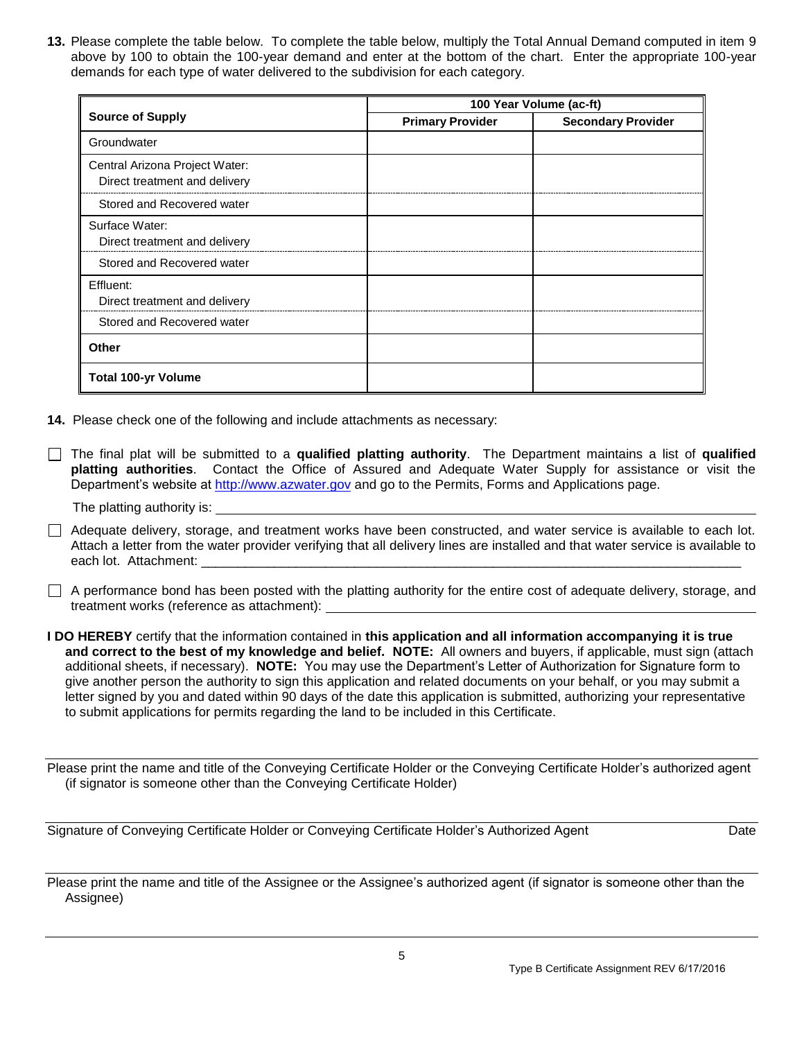**13.** Please complete the table below. To complete the table below, multiply the Total Annual Demand computed in item 9 above by 100 to obtain the 100-year demand and enter at the bottom of the chart. Enter the appropriate 100-year demands for each type of water delivered to the subdivision for each category.

| Source of Supply | 100 Year Volume (ac-ft) | |
|---|---|---|
| | **Primary Provider** | **Secondary Provider** |
| Groundwater | | |
| Central Arizona Project Water: Direct treatment and delivery | | |
| Stored and Recovered water | | |
| Surface Water: Direct treatment and delivery | | |
| Stored and Recovered water | | |
| Effluent: Direct treatment and delivery | | |
| Stored and Recovered water | | |
| **Other** | | |
| **Total 100-yr Volume** | | |

**14.** Please check one of the following and include attachments as necessary:

☐ The final plat will be submitted to a **qualified platting authority**. The Department maintains a list of **qualified platting authorities**. Contact the Office of Assured and Adequate Water Supply for assistance or visit the Department's website at http://www.azwater.gov and go to the Permits, Forms and Applications page.

The platting authority is: ____________________

☐ Adequate delivery, storage, and treatment works have been constructed, and water service is available to each lot. Attach a letter from the water provider verifying that all delivery lines are installed and that water service is available to each lot. Attachment: ____________________

☐ A performance bond has been posted with the platting authority for the entire cost of adequate delivery, storage, and treatment works (reference as attachment): ____________________

**I DO HEREBY** certify that the information contained in **this application and all information accompanying it is true and correct to the best of my knowledge and belief. NOTE:** All owners and buyers, if applicable, must sign (attach additional sheets, if necessary). **NOTE:** You may use the Department's Letter of Authorization for Signature form to give another person the authority to sign this application and related documents on your behalf, or you may submit a letter signed by you and dated within 90 days of the date this application is submitted, authorizing your representative to submit applications for permits regarding the land to be included in this Certificate.

____________________

Please print the name and title of the Conveying Certificate Holder or the Conveying Certificate Holder's authorized agent (if signator is someone other than the Conveying Certificate Holder)

____________________

Signature of Conveying Certificate Holder or Conveying Certificate Holder's Authorized Agent — Date

____________________

Please print the name and title of the Assignee or the Assignee's authorized agent (if signator is someone other than the Assignee)

____________________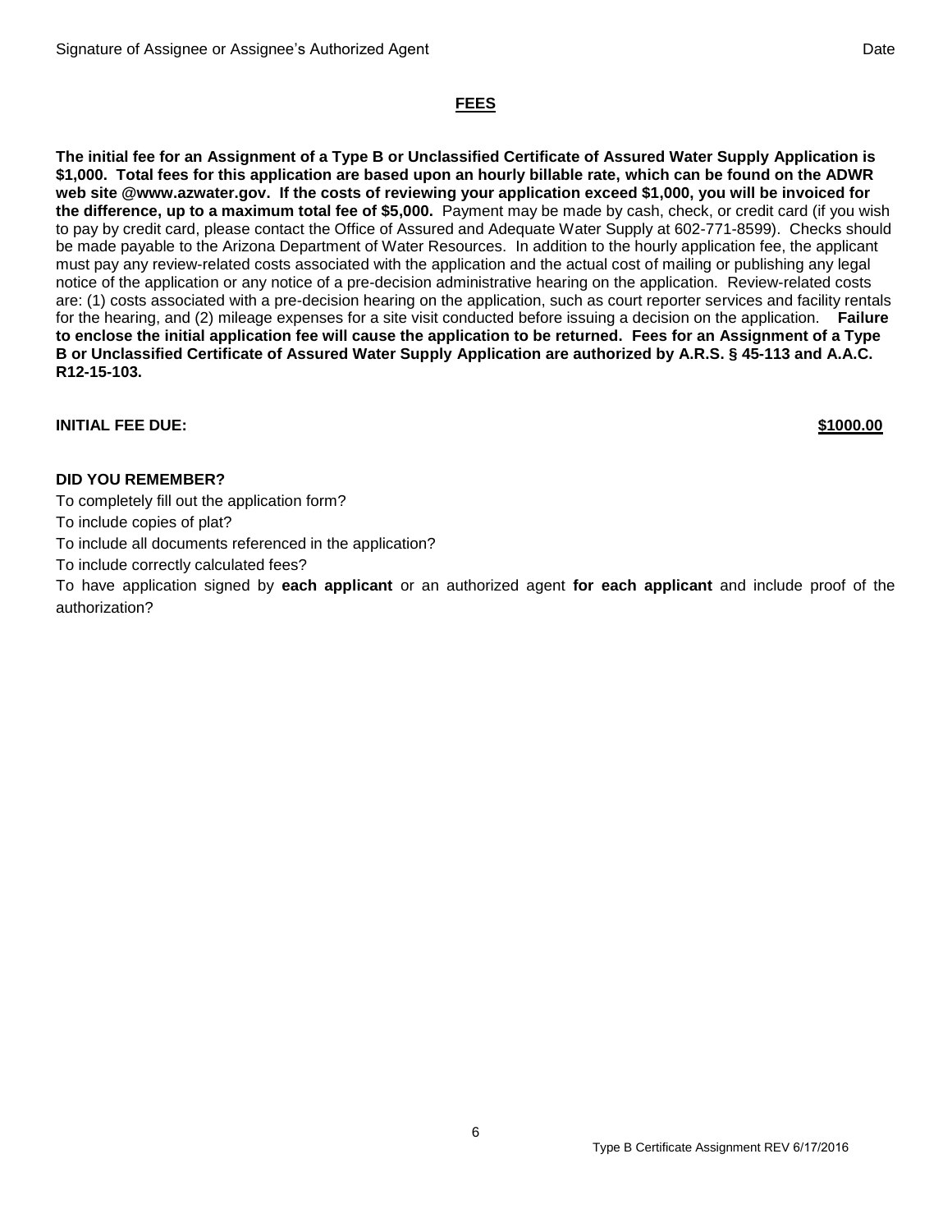Signature of Assignee or Assignee's Authorized Agent Date

## FEES

**The initial fee for an Assignment of a Type B or Unclassified Certificate of Assured Water Supply Application is $1,000. Total fees for this application are based upon an hourly billable rate, which can be found on the ADWR web site @www.azwater.gov. If the costs of reviewing your application exceed $1,000, you will be invoiced for the difference, up to a maximum total fee of $5,000.** Payment may be made by cash, check, or credit card (if you wish to pay by credit card, please contact the Office of Assured and Adequate Water Supply at 602-771-8599). Checks should be made payable to the Arizona Department of Water Resources. In addition to the hourly application fee, the applicant must pay any review-related costs associated with the application and the actual cost of mailing or publishing any legal notice of the application or any notice of a pre-decision administrative hearing on the application. Review-related costs are: (1) costs associated with a pre-decision hearing on the application, such as court reporter services and facility rentals for the hearing, and (2) mileage expenses for a site visit conducted before issuing a decision on the application. **Failure to enclose the initial application fee will cause the application to be returned. Fees for an Assignment of a Type B or Unclassified Certificate of Assured Water Supply Application are authorized by A.R.S. § 45-113 and A.A.C. R12-15-103.**

**INITIAL FEE DUE:** **$1000.00**

**DID YOU REMEMBER?**

To completely fill out the application form?

To include copies of plat?

To include all documents referenced in the application?

To include correctly calculated fees?

To have application signed by **each applicant** or an authorized agent **for each applicant** and include proof of the authorization?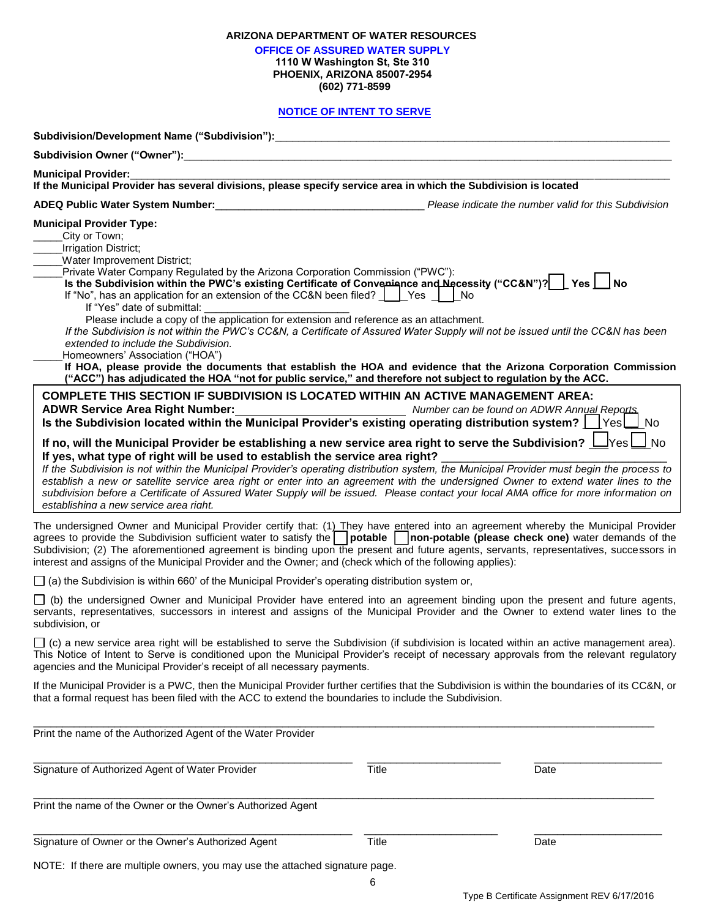**ARIZONA DEPARTMENT OF WATER RESOURCES**

**OFFICE OF ASSURED WATER SUPPLY**

**1110 W Washington St, Ste 310**
**PHOENIX, ARIZONA 85007-2954**
**(602) 771-8599**

## NOTICE OF INTENT TO SERVE

**Subdivision/Development Name ("Subdivision"):**\_\_\_\_\_\_\_\_\_\_\_\_\_\_\_\_\_\_\_\_\_\_\_\_\_\_\_\_\_\_\_\_\_\_\_\_\_\_\_\_

**Subdivision Owner ("Owner"):**\_\_\_\_\_\_\_\_\_\_\_\_\_\_\_\_\_\_\_\_\_\_\_\_\_\_\_\_\_\_\_\_\_\_\_\_\_\_\_\_

**Municipal Provider:**\_\_\_\_\_\_\_\_\_\_\_\_\_\_\_\_\_\_\_\_\_\_\_\_\_\_\_\_\_\_\_\_\_\_\_\_\_\_\_\_
**If the Municipal Provider has several divisions, please specify service area in which the Subdivision is located**

**ADEQ Public Water System Number:**\_\_\_\_\_\_\_\_\_\_\_\_\_\_\_\_\_\_\_\_\_\_\_\_\_\_ *Please indicate the number valid for this Subdivision*

**Municipal Provider Type:**

\_\_\_\_\_City or Town;
\_\_\_\_\_Irrigation District;
\_\_\_\_\_Water Improvement District;
\_\_\_\_\_Private Water Company Regulated by the Arizona Corporation Commission ("PWC"):

**Is the Subdivision within the PWC's existing Certificate of Convenience and Necessity ("CC&N")?** ☐ **Yes** ☐ **No**
If "No", has an application for an extension of the CC&N been filed? ☐ Yes ☐ No
If "Yes" date of submittal: \_\_\_\_\_\_\_\_\_\_\_\_\_\_\_\_\_\_\_\_
Please include a copy of the application for extension and reference as an attachment.
*If the Subdivision is not within the PWC's CC&N, a Certificate of Assured Water Supply will not be issued until the CC&N has been extended to include the Subdivision.*

\_\_\_\_\_Homeowners' Association ("HOA")

**If HOA, please provide the documents that establish the HOA and evidence that the Arizona Corporation Commission ("ACC") has adjudicated the HOA "not for public service," and therefore not subject to regulation by the ACC.**

**COMPLETE THIS SECTION IF SUBDIVISION IS LOCATED WITHIN AN ACTIVE MANAGEMENT AREA:**

**ADWR Service Area Right Number:**\_\_\_\_\_\_\_\_\_\_\_\_\_\_\_\_\_\_\_\_ *Number can be found on ADWR Annual Reports*

**Is the Subdivision located within the Municipal Provider's existing operating distribution system?** ☐ Yes ☐ No

**If no, will the Municipal Provider be establishing a new service area right to serve the Subdivision?** ☐ Yes ☐ No

**If yes, what type of right will be used to establish the service area right?** \_\_\_\_\_\_\_\_\_\_\_\_\_\_\_\_\_\_\_\_

*If the Subdivision is not within the Municipal Provider's operating distribution system, the Municipal Provider must begin the process to establish a new or satellite service area right or enter into an agreement with the undersigned Owner to extend water lines to the subdivision before a Certificate of Assured Water Supply will be issued. Please contact your local AMA office for more information on establishing a new service area right.*

The undersigned Owner and Municipal Provider certify that: (1) They have entered into an agreement whereby the Municipal Provider agrees to provide the Subdivision sufficient water to satisfy the ☐ **potable** ☐ **non-potable (please check one)** water demands of the Subdivision; (2) The aforementioned agreement is binding upon the present and future agents, servants, representatives, successors in interest and assigns of the Municipal Provider and the Owner; and (check which of the following applies):

☐ (a) the Subdivision is within 660' of the Municipal Provider's operating distribution system or,

☐ (b) the undersigned Owner and Municipal Provider have entered into an agreement binding upon the present and future agents, servants, representatives, successors in interest and assigns of the Municipal Provider and the Owner to extend water lines to the subdivision, or

☐ (c) a new service area right will be established to serve the Subdivision (if subdivision is located within an active management area). This Notice of Intent to Serve is conditioned upon the Municipal Provider's receipt of necessary approvals from the relevant regulatory agencies and the Municipal Provider's receipt of all necessary payments.

If the Municipal Provider is a PWC, then the Municipal Provider further certifies that the Subdivision is within the boundaries of its CC&N, or that a formal request has been filed with the ACC to extend the boundaries to include the Subdivision.

\_\_\_\_\_\_\_\_\_\_\_\_\_\_\_\_\_\_\_\_\_\_\_\_\_\_\_\_\_\_\_\_\_\_\_\_\_\_\_\_
Print the name of the Authorized Agent of the Water Provider

\_\_\_\_\_\_\_\_\_\_\_\_\_\_\_\_\_\_\_\_\_\_\_\_\_\_ \_\_\_\_\_\_\_\_\_\_\_\_\_\_ \_\_\_\_\_\_\_\_\_\_\_\_\_\_
Signature of Authorized Agent of Water Provider — Title — Date

\_\_\_\_\_\_\_\_\_\_\_\_\_\_\_\_\_\_\_\_\_\_\_\_\_\_\_\_\_\_\_\_\_\_\_\_\_\_\_\_
Print the name of the Owner or the Owner's Authorized Agent

\_\_\_\_\_\_\_\_\_\_\_\_\_\_\_\_\_\_\_\_\_\_\_\_\_\_ \_\_\_\_\_\_\_\_\_\_\_\_\_\_ \_\_\_\_\_\_\_\_\_\_\_\_\_\_
Signature of Owner or the Owner's Authorized Agent — Title — Date

NOTE: If there are multiple owners, you may use the attached signature page.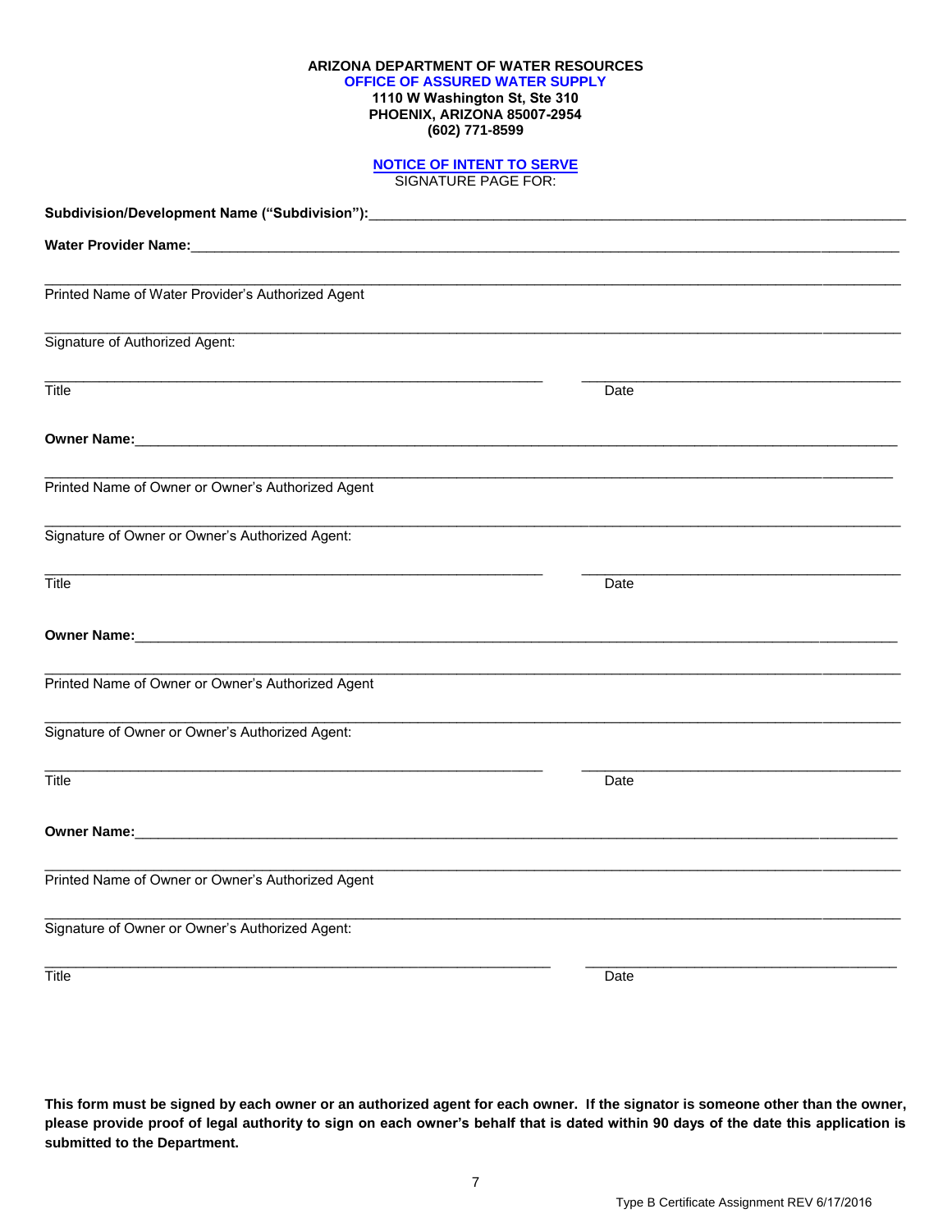**ARIZONA DEPARTMENT OF WATER RESOURCES**
**OFFICE OF ASSURED WATER SUPPLY**
**1110 W Washington St, Ste 310**
**PHOENIX, ARIZONA 85007-2954**
**(602) 771-8599**

**NOTICE OF INTENT TO SERVE**
SIGNATURE PAGE FOR:

**Subdivision/Development Name ("Subdivision"):**_______________________________________________

**Water Provider Name:**_______________________________________________

_______________________________________________
Printed Name of Water Provider's Authorized Agent

_______________________________________________
Signature of Authorized Agent:

_______________________________ _______________________
Title Date

**Owner Name:**_______________________________________________

_______________________________________________
Printed Name of Owner or Owner's Authorized Agent

_______________________________________________
Signature of Owner or Owner's Authorized Agent:

_______________________________ _______________________
Title Date

**Owner Name:**_______________________________________________

_______________________________________________
Printed Name of Owner or Owner's Authorized Agent

_______________________________________________
Signature of Owner or Owner's Authorized Agent:

_______________________________ _______________________
Title Date

**Owner Name:**_______________________________________________

_______________________________________________
Printed Name of Owner or Owner's Authorized Agent

_______________________________________________
Signature of Owner or Owner's Authorized Agent:

_______________________________ _______________________
Title Date

**This form must be signed by each owner or an authorized agent for each owner. If the signator is someone other than the owner, please provide proof of legal authority to sign on each owner's behalf that is dated within 90 days of the date this application is submitted to the Department.**

Type B Certificate Assignment REV 6/17/2016